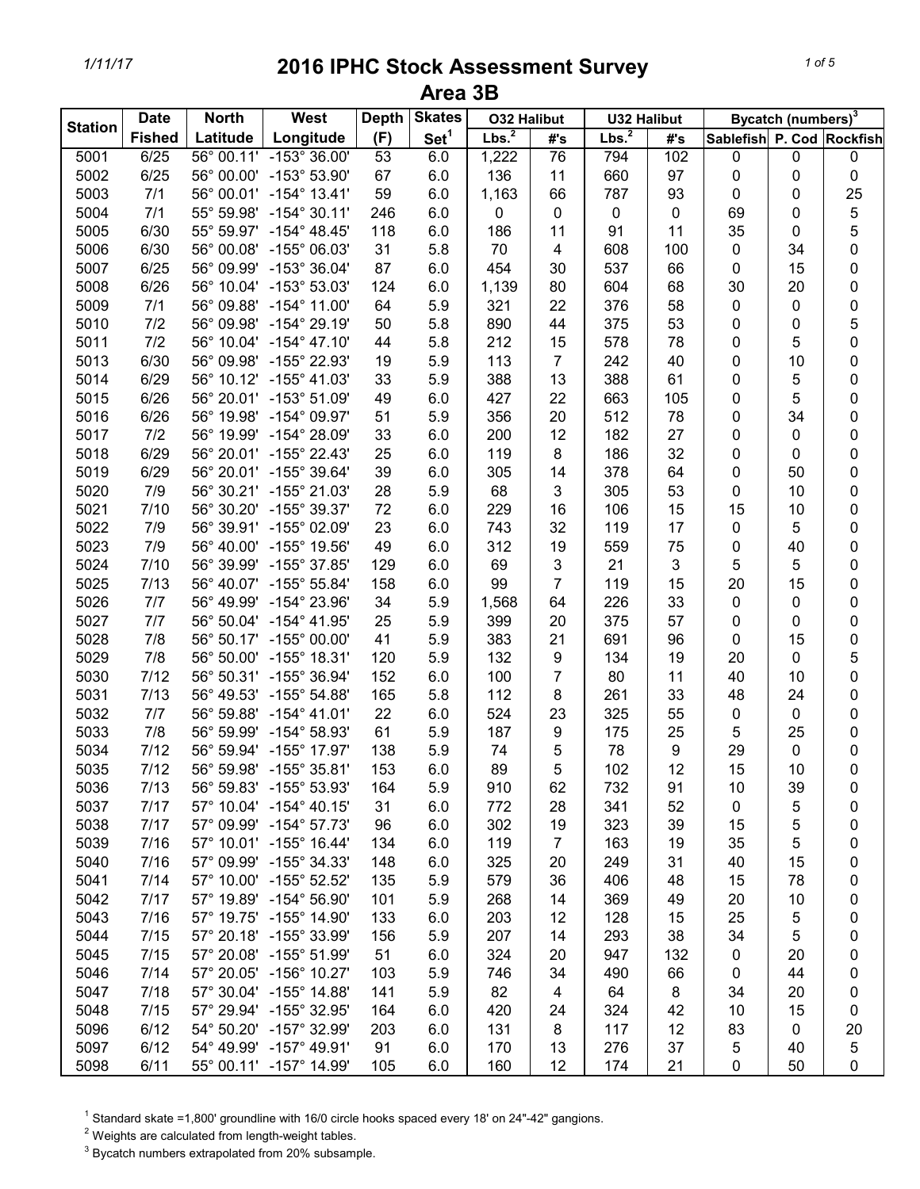# 2016 IPHC Stock Assessment Survey

## Area 3B

| Station | Date Fished | North Latitude | West Longitude | Depth (F) | Skates Set[1] | O32 Halibut | | U32 Halibut | | Bycatch (numbers)[3] | | |
|---|---|---|---|---|---|---|---|---|---|---|---|---|
| | | | | | | Lbs.[2] | #'s | Lbs.[2] | #'s | Sablefish | P. Cod | Rockfish |
| 5001 | 6/25 | 56° 00.11' | -153° 36.00' | 53 | 6.0 | 1,222 | 76 | 794 | 102 | 0 | 0 | 0 |
| 5002 | 6/25 | 56° 00.00' | -153° 53.90' | 67 | 6.0 | 136 | 11 | 660 | 97 | 0 | 0 | 0 |
| 5003 | 7/1 | 56° 00.01' | -154° 13.41' | 59 | 6.0 | 1,163 | 66 | 787 | 93 | 0 | 0 | 25 |
| 5004 | 7/1 | 55° 59.98' | -154° 30.11' | 246 | 6.0 | 0 | 0 | 0 | 0 | 69 | 0 | 5 |
| 5005 | 6/30 | 55° 59.97' | -154° 48.45' | 118 | 6.0 | 186 | 11 | 91 | 11 | 35 | 0 | 5 |
| 5006 | 6/30 | 56° 00.08' | -155° 06.03' | 31 | 5.8 | 70 | 4 | 608 | 100 | 0 | 34 | 0 |
| 5007 | 6/25 | 56° 09.99' | -153° 36.04' | 87 | 6.0 | 454 | 30 | 537 | 66 | 0 | 15 | 0 |
| 5008 | 6/26 | 56° 10.04' | -153° 53.03' | 124 | 6.0 | 1,139 | 80 | 604 | 68 | 30 | 20 | 0 |
| 5009 | 7/1 | 56° 09.88' | -154° 11.00' | 64 | 5.9 | 321 | 22 | 376 | 58 | 0 | 0 | 0 |
| 5010 | 7/2 | 56° 09.98' | -154° 29.19' | 50 | 5.8 | 890 | 44 | 375 | 53 | 0 | 0 | 5 |
| 5011 | 7/2 | 56° 10.04' | -154° 47.10' | 44 | 5.8 | 212 | 15 | 578 | 78 | 0 | 5 | 0 |
| 5013 | 6/30 | 56° 09.98' | -155° 22.93' | 19 | 5.9 | 113 | 7 | 242 | 40 | 0 | 10 | 0 |
| 5014 | 6/29 | 56° 10.12' | -155° 41.03' | 33 | 5.9 | 388 | 13 | 388 | 61 | 0 | 5 | 0 |
| 5015 | 6/26 | 56° 20.01' | -153° 51.09' | 49 | 6.0 | 427 | 22 | 663 | 105 | 0 | 5 | 0 |
| 5016 | 6/26 | 56° 19.98' | -154° 09.97' | 51 | 5.9 | 356 | 20 | 512 | 78 | 0 | 34 | 0 |
| 5017 | 7/2 | 56° 19.99' | -154° 28.09' | 33 | 6.0 | 200 | 12 | 182 | 27 | 0 | 0 | 0 |
| 5018 | 6/29 | 56° 20.01' | -155° 22.43' | 25 | 6.0 | 119 | 8 | 186 | 32 | 0 | 0 | 0 |
| 5019 | 6/29 | 56° 20.01' | -155° 39.64' | 39 | 6.0 | 305 | 14 | 378 | 64 | 0 | 50 | 0 |
| 5020 | 7/9 | 56° 30.21' | -155° 21.03' | 28 | 5.9 | 68 | 3 | 305 | 53 | 0 | 10 | 0 |
| 5021 | 7/10 | 56° 30.20' | -155° 39.37' | 72 | 6.0 | 229 | 16 | 106 | 15 | 15 | 10 | 0 |
| 5022 | 7/9 | 56° 39.91' | -155° 02.09' | 23 | 6.0 | 743 | 32 | 119 | 17 | 0 | 5 | 0 |
| 5023 | 7/9 | 56° 40.00' | -155° 19.56' | 49 | 6.0 | 312 | 19 | 559 | 75 | 0 | 40 | 0 |
| 5024 | 7/10 | 56° 39.99' | -155° 37.85' | 129 | 6.0 | 69 | 3 | 21 | 3 | 5 | 5 | 0 |
| 5025 | 7/13 | 56° 40.07' | -155° 55.84' | 158 | 6.0 | 99 | 7 | 119 | 15 | 20 | 15 | 0 |
| 5026 | 7/7 | 56° 49.99' | -154° 23.96' | 34 | 5.9 | 1,568 | 64 | 226 | 33 | 0 | 0 | 0 |
| 5027 | 7/7 | 56° 50.04' | -154° 41.95' | 25 | 5.9 | 399 | 20 | 375 | 57 | 0 | 0 | 0 |
| 5028 | 7/8 | 56° 50.17' | -155° 00.00' | 41 | 5.9 | 383 | 21 | 691 | 96 | 0 | 15 | 0 |
| 5029 | 7/8 | 56° 50.00' | -155° 18.31' | 120 | 5.9 | 132 | 9 | 134 | 19 | 20 | 0 | 5 |
| 5030 | 7/12 | 56° 50.31' | -155° 36.94' | 152 | 6.0 | 100 | 7 | 80 | 11 | 40 | 10 | 0 |
| 5031 | 7/13 | 56° 49.53' | -155° 54.88' | 165 | 5.8 | 112 | 8 | 261 | 33 | 48 | 24 | 0 |
| 5032 | 7/7 | 56° 59.88' | -154° 41.01' | 22 | 6.0 | 524 | 23 | 325 | 55 | 0 | 0 | 0 |
| 5033 | 7/8 | 56° 59.99' | -154° 58.93' | 61 | 5.9 | 187 | 9 | 175 | 25 | 5 | 25 | 0 |
| 5034 | 7/12 | 56° 59.94' | -155° 17.97' | 138 | 5.9 | 74 | 5 | 78 | 9 | 29 | 0 | 0 |
| 5035 | 7/12 | 56° 59.98' | -155° 35.81' | 153 | 6.0 | 89 | 5 | 102 | 12 | 15 | 10 | 0 |
| 5036 | 7/13 | 56° 59.83' | -155° 53.93' | 164 | 5.9 | 910 | 62 | 732 | 91 | 10 | 39 | 0 |
| 5037 | 7/17 | 57° 10.04' | -154° 40.15' | 31 | 6.0 | 772 | 28 | 341 | 52 | 0 | 5 | 0 |
| 5038 | 7/17 | 57° 09.99' | -154° 57.73' | 96 | 6.0 | 302 | 19 | 323 | 39 | 15 | 5 | 0 |
| 5039 | 7/16 | 57° 10.01' | -155° 16.44' | 134 | 6.0 | 119 | 7 | 163 | 19 | 35 | 5 | 0 |
| 5040 | 7/16 | 57° 09.99' | -155° 34.33' | 148 | 6.0 | 325 | 20 | 249 | 31 | 40 | 15 | 0 |
| 5041 | 7/14 | 57° 10.00' | -155° 52.52' | 135 | 5.9 | 579 | 36 | 406 | 48 | 15 | 78 | 0 |
| 5042 | 7/17 | 57° 19.89' | -154° 56.90' | 101 | 5.9 | 268 | 14 | 369 | 49 | 20 | 10 | 0 |
| 5043 | 7/16 | 57° 19.75' | -155° 14.90' | 133 | 6.0 | 203 | 12 | 128 | 15 | 25 | 5 | 0 |
| 5044 | 7/15 | 57° 20.18' | -155° 33.99' | 156 | 5.9 | 207 | 14 | 293 | 38 | 34 | 5 | 0 |
| 5045 | 7/15 | 57° 20.08' | -155° 51.99' | 51 | 6.0 | 324 | 20 | 947 | 132 | 0 | 20 | 0 |
| 5046 | 7/14 | 57° 20.05' | -156° 10.27' | 103 | 5.9 | 746 | 34 | 490 | 66 | 0 | 44 | 0 |
| 5047 | 7/18 | 57° 30.04' | -155° 14.88' | 141 | 5.9 | 82 | 4 | 64 | 8 | 34 | 20 | 0 |
| 5048 | 7/15 | 57° 29.94' | -155° 32.95' | 164 | 6.0 | 420 | 24 | 324 | 42 | 10 | 15 | 0 |
| 5096 | 6/12 | 54° 50.20' | -157° 32.99' | 203 | 6.0 | 131 | 8 | 117 | 12 | 83 | 0 | 20 |
| 5097 | 6/12 | 54° 49.99' | -157° 49.91' | 91 | 6.0 | 170 | 13 | 276 | 37 | 5 | 40 | 5 |
| 5098 | 6/11 | 55° 00.11' | -157° 14.99' | 105 | 6.0 | 160 | 12 | 174 | 21 | 0 | 50 | 0 |

[1] Standard skate =1,800' groundline with 16/0 circle hooks spaced every 18' on 24"-42" gangions.

[2] Weights are calculated from length-weight tables.

[3] Bycatch numbers extrapolated from 20% subsample.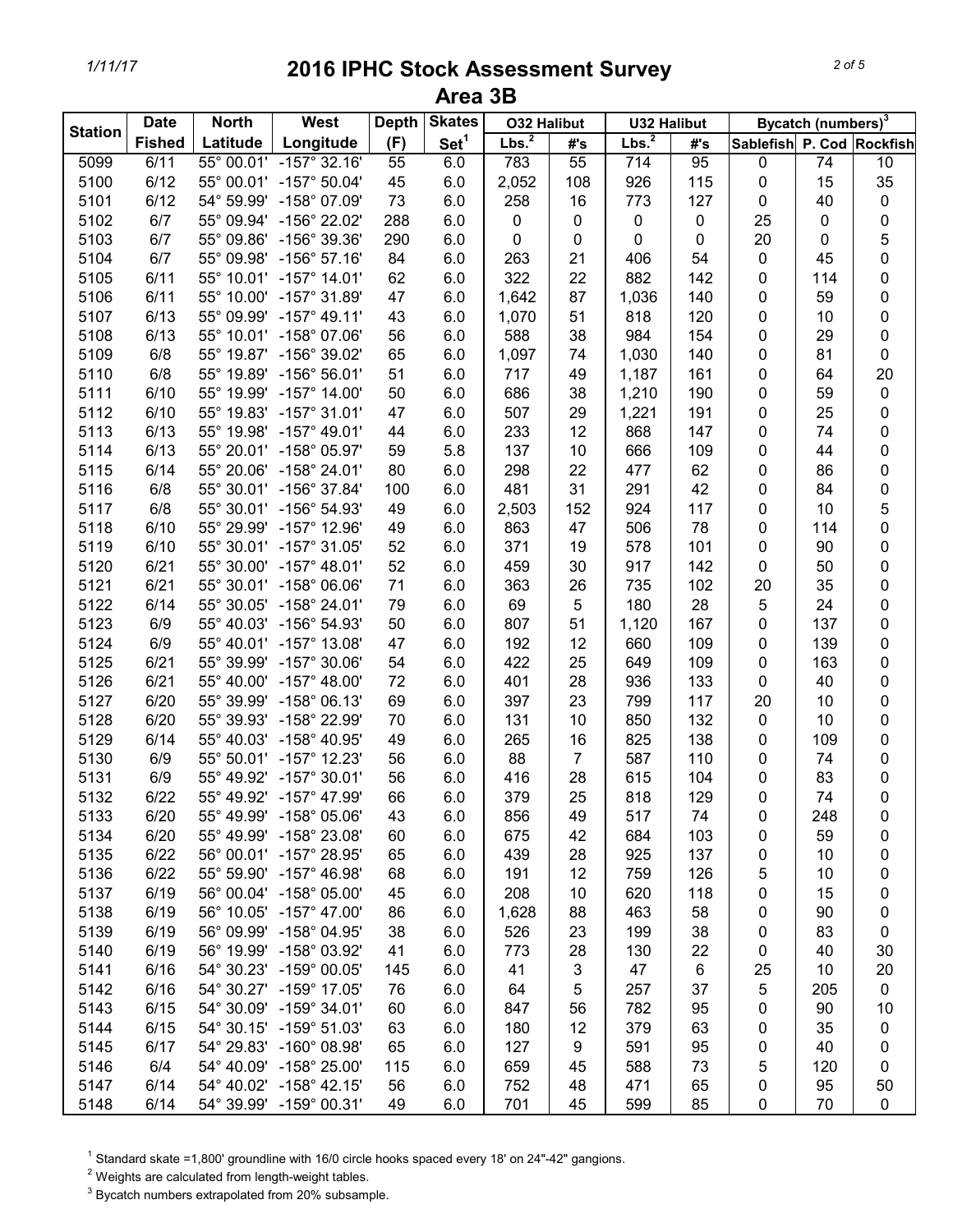# 2016 IPHC Stock Assessment Survey

## Area 3B

| Station | Date Fished | North Latitude | West Longitude | Depth (F) | Skates Set[1] | O32 Halibut Lbs.[2] | O32 Halibut #'s | U32 Halibut Lbs.[2] | U32 Halibut #'s | Bycatch (numbers)[3] Sablefish | P. Cod | Rockfish |
|---|---|---|---|---|---|---|---|---|---|---|---|---|
| 5099 | 6/11 | 55° 00.01' | -157° 32.16' | 55 | 6.0 | 783 | 55 | 714 | 95 | 0 | 74 | 10 |
| 5100 | 6/12 | 55° 00.01' | -157° 50.04' | 45 | 6.0 | 2,052 | 108 | 926 | 115 | 0 | 15 | 35 |
| 5101 | 6/12 | 54° 59.99' | -158° 07.09' | 73 | 6.0 | 258 | 16 | 773 | 127 | 0 | 40 | 0 |
| 5102 | 6/7 | 55° 09.94' | -156° 22.02' | 288 | 6.0 | 0 | 0 | 0 | 0 | 25 | 0 | 0 |
| 5103 | 6/7 | 55° 09.86' | -156° 39.36' | 290 | 6.0 | 0 | 0 | 0 | 0 | 20 | 0 | 5 |
| 5104 | 6/7 | 55° 09.98' | -156° 57.16' | 84 | 6.0 | 263 | 21 | 406 | 54 | 0 | 45 | 0 |
| 5105 | 6/11 | 55° 10.01' | -157° 14.01' | 62 | 6.0 | 322 | 22 | 882 | 142 | 0 | 114 | 0 |
| 5106 | 6/11 | 55° 10.00' | -157° 31.89' | 47 | 6.0 | 1,642 | 87 | 1,036 | 140 | 0 | 59 | 0 |
| 5107 | 6/13 | 55° 09.99' | -157° 49.11' | 43 | 6.0 | 1,070 | 51 | 818 | 120 | 0 | 10 | 0 |
| 5108 | 6/13 | 55° 10.01' | -158° 07.06' | 56 | 6.0 | 588 | 38 | 984 | 154 | 0 | 29 | 0 |
| 5109 | 6/8 | 55° 19.87' | -156° 39.02' | 65 | 6.0 | 1,097 | 74 | 1,030 | 140 | 0 | 81 | 0 |
| 5110 | 6/8 | 55° 19.89' | -156° 56.01' | 51 | 6.0 | 717 | 49 | 1,187 | 161 | 0 | 64 | 20 |
| 5111 | 6/10 | 55° 19.99' | -157° 14.00' | 50 | 6.0 | 686 | 38 | 1,210 | 190 | 0 | 59 | 0 |
| 5112 | 6/10 | 55° 19.83' | -157° 31.01' | 47 | 6.0 | 507 | 29 | 1,221 | 191 | 0 | 25 | 0 |
| 5113 | 6/13 | 55° 19.98' | -157° 49.01' | 44 | 6.0 | 233 | 12 | 868 | 147 | 0 | 74 | 0 |
| 5114 | 6/13 | 55° 20.01' | -158° 05.97' | 59 | 5.8 | 137 | 10 | 666 | 109 | 0 | 44 | 0 |
| 5115 | 6/14 | 55° 20.06' | -158° 24.01' | 80 | 6.0 | 298 | 22 | 477 | 62 | 0 | 86 | 0 |
| 5116 | 6/8 | 55° 30.01' | -156° 37.84' | 100 | 6.0 | 481 | 31 | 291 | 42 | 0 | 84 | 0 |
| 5117 | 6/8 | 55° 30.01' | -156° 54.93' | 49 | 6.0 | 2,503 | 152 | 924 | 117 | 0 | 10 | 5 |
| 5118 | 6/10 | 55° 29.99' | -157° 12.96' | 49 | 6.0 | 863 | 47 | 506 | 78 | 0 | 114 | 0 |
| 5119 | 6/10 | 55° 30.01' | -157° 31.05' | 52 | 6.0 | 371 | 19 | 578 | 101 | 0 | 90 | 0 |
| 5120 | 6/21 | 55° 30.00' | -157° 48.01' | 52 | 6.0 | 459 | 30 | 917 | 142 | 0 | 50 | 0 |
| 5121 | 6/21 | 55° 30.01' | -158° 06.06' | 71 | 6.0 | 363 | 26 | 735 | 102 | 20 | 35 | 0 |
| 5122 | 6/14 | 55° 30.05' | -158° 24.01' | 79 | 6.0 | 69 | 5 | 180 | 28 | 5 | 24 | 0 |
| 5123 | 6/9 | 55° 40.03' | -156° 54.93' | 50 | 6.0 | 807 | 51 | 1,120 | 167 | 0 | 137 | 0 |
| 5124 | 6/9 | 55° 40.01' | -157° 13.08' | 47 | 6.0 | 192 | 12 | 660 | 109 | 0 | 139 | 0 |
| 5125 | 6/21 | 55° 39.99' | -157° 30.06' | 54 | 6.0 | 422 | 25 | 649 | 109 | 0 | 163 | 0 |
| 5126 | 6/21 | 55° 40.00' | -157° 48.00' | 72 | 6.0 | 401 | 28 | 936 | 133 | 0 | 40 | 0 |
| 5127 | 6/20 | 55° 39.99' | -158° 06.13' | 69 | 6.0 | 397 | 23 | 799 | 117 | 20 | 10 | 0 |
| 5128 | 6/20 | 55° 39.93' | -158° 22.99' | 70 | 6.0 | 131 | 10 | 850 | 132 | 0 | 10 | 0 |
| 5129 | 6/14 | 55° 40.03' | -158° 40.95' | 49 | 6.0 | 265 | 16 | 825 | 138 | 0 | 109 | 0 |
| 5130 | 6/9 | 55° 50.01' | -157° 12.23' | 56 | 6.0 | 88 | 7 | 587 | 110 | 0 | 74 | 0 |
| 5131 | 6/9 | 55° 49.92' | -157° 30.01' | 56 | 6.0 | 416 | 28 | 615 | 104 | 0 | 83 | 0 |
| 5132 | 6/22 | 55° 49.92' | -157° 47.99' | 66 | 6.0 | 379 | 25 | 818 | 129 | 0 | 74 | 0 |
| 5133 | 6/20 | 55° 49.99' | -158° 05.06' | 43 | 6.0 | 856 | 49 | 517 | 74 | 0 | 248 | 0 |
| 5134 | 6/20 | 55° 49.99' | -158° 23.08' | 60 | 6.0 | 675 | 42 | 684 | 103 | 0 | 59 | 0 |
| 5135 | 6/22 | 56° 00.01' | -157° 28.95' | 65 | 6.0 | 439 | 28 | 925 | 137 | 0 | 10 | 0 |
| 5136 | 6/22 | 55° 59.90' | -157° 46.98' | 68 | 6.0 | 191 | 12 | 759 | 126 | 5 | 10 | 0 |
| 5137 | 6/19 | 56° 00.04' | -158° 05.00' | 45 | 6.0 | 208 | 10 | 620 | 118 | 0 | 15 | 0 |
| 5138 | 6/19 | 56° 10.05' | -157° 47.00' | 86 | 6.0 | 1,628 | 88 | 463 | 58 | 0 | 90 | 0 |
| 5139 | 6/19 | 56° 09.99' | -158° 04.95' | 38 | 6.0 | 526 | 23 | 199 | 38 | 0 | 83 | 0 |
| 5140 | 6/19 | 56° 19.99' | -158° 03.92' | 41 | 6.0 | 773 | 28 | 130 | 22 | 0 | 40 | 30 |
| 5141 | 6/16 | 54° 30.23' | -159° 00.05' | 145 | 6.0 | 41 | 3 | 47 | 6 | 25 | 10 | 20 |
| 5142 | 6/16 | 54° 30.27' | -159° 17.05' | 76 | 6.0 | 64 | 5 | 257 | 37 | 5 | 205 | 0 |
| 5143 | 6/15 | 54° 30.09' | -159° 34.01' | 60 | 6.0 | 847 | 56 | 782 | 95 | 0 | 90 | 10 |
| 5144 | 6/15 | 54° 30.15' | -159° 51.03' | 63 | 6.0 | 180 | 12 | 379 | 63 | 0 | 35 | 0 |
| 5145 | 6/17 | 54° 29.83' | -160° 08.98' | 65 | 6.0 | 127 | 9 | 591 | 95 | 0 | 40 | 0 |
| 5146 | 6/4 | 54° 40.09' | -158° 25.00' | 115 | 6.0 | 659 | 45 | 588 | 73 | 5 | 120 | 0 |
| 5147 | 6/14 | 54° 40.02' | -158° 42.15' | 56 | 6.0 | 752 | 48 | 471 | 65 | 0 | 95 | 50 |
| 5148 | 6/14 | 54° 39.99' | -159° 00.31' | 49 | 6.0 | 701 | 45 | 599 | 85 | 0 | 70 | 0 |

[1] Standard skate =1,800' groundline with 16/0 circle hooks spaced every 18' on 24"-42" gangions.

[2] Weights are calculated from length-weight tables.

[3] Bycatch numbers extrapolated from 20% subsample.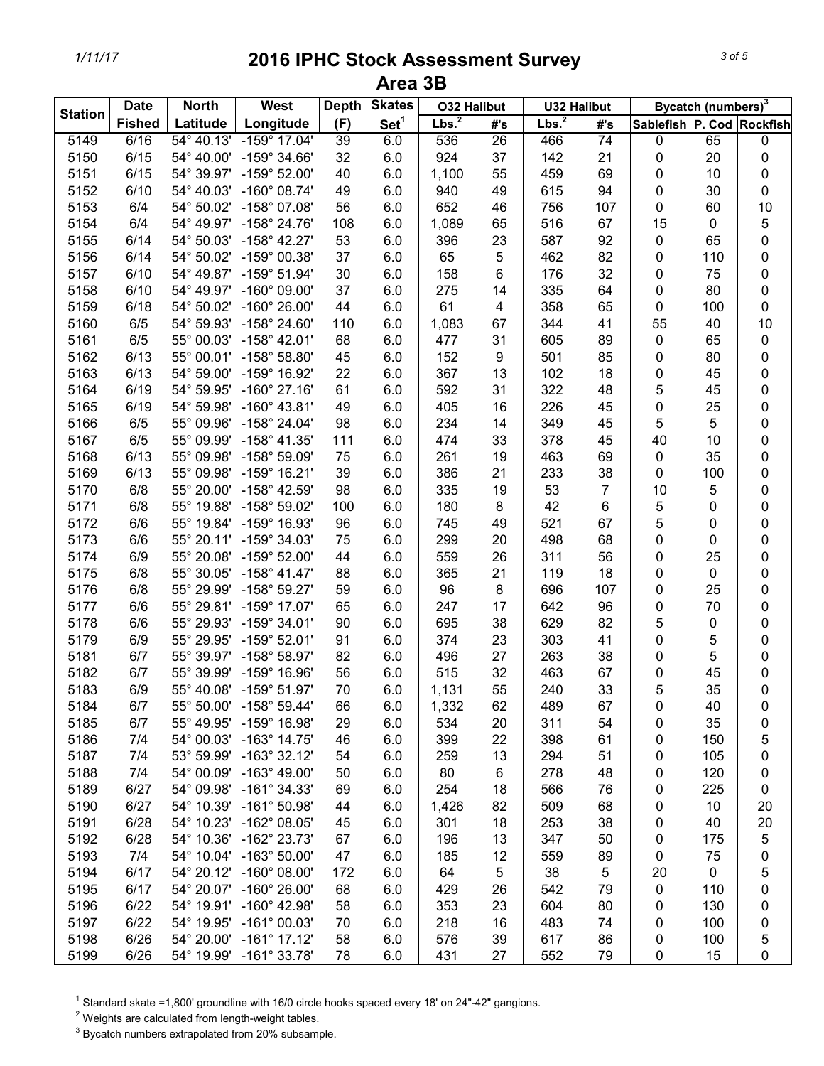# 2016 IPHC Stock Assessment Survey

## Area 3B

| Station | Date Fished | North Latitude | West Longitude | Depth (F) | Skates Set[1] | O32 Halibut Lbs.[2] | O32 Halibut #'s | U32 Halibut Lbs.[2] | U32 Halibut #'s | Bycatch (numbers)[3] Sablefish | P. Cod | Rockfish |
|---|---|---|---|---|---|---|---|---|---|---|---|---|
| 5149 | 6/16 | 54° 40.13' | -159° 17.04' | 39 | 6.0 | 536 | 26 | 466 | 74 | 0 | 65 | 0 |
| 5150 | 6/15 | 54° 40.00' | -159° 34.66' | 32 | 6.0 | 924 | 37 | 142 | 21 | 0 | 20 | 0 |
| 5151 | 6/15 | 54° 39.97' | -159° 52.00' | 40 | 6.0 | 1,100 | 55 | 459 | 69 | 0 | 10 | 0 |
| 5152 | 6/10 | 54° 40.03' | -160° 08.74' | 49 | 6.0 | 940 | 49 | 615 | 94 | 0 | 30 | 0 |
| 5153 | 6/4 | 54° 50.02' | -158° 07.08' | 56 | 6.0 | 652 | 46 | 756 | 107 | 0 | 60 | 10 |
| 5154 | 6/4 | 54° 49.97' | -158° 24.76' | 108 | 6.0 | 1,089 | 65 | 516 | 67 | 15 | 0 | 5 |
| 5155 | 6/14 | 54° 50.03' | -158° 42.27' | 53 | 6.0 | 396 | 23 | 587 | 92 | 0 | 65 | 0 |
| 5156 | 6/14 | 54° 50.02' | -159° 00.38' | 37 | 6.0 | 65 | 5 | 462 | 82 | 0 | 110 | 0 |
| 5157 | 6/10 | 54° 49.87' | -159° 51.94' | 30 | 6.0 | 158 | 6 | 176 | 32 | 0 | 75 | 0 |
| 5158 | 6/10 | 54° 49.97' | -160° 09.00' | 37 | 6.0 | 275 | 14 | 335 | 64 | 0 | 80 | 0 |
| 5159 | 6/18 | 54° 50.02' | -160° 26.00' | 44 | 6.0 | 61 | 4 | 358 | 65 | 0 | 100 | 0 |
| 5160 | 6/5 | 54° 59.93' | -158° 24.60' | 110 | 6.0 | 1,083 | 67 | 344 | 41 | 55 | 40 | 10 |
| 5161 | 6/5 | 55° 00.03' | -158° 42.01' | 68 | 6.0 | 477 | 31 | 605 | 89 | 0 | 65 | 0 |
| 5162 | 6/13 | 55° 00.01' | -158° 58.80' | 45 | 6.0 | 152 | 9 | 501 | 85 | 0 | 80 | 0 |
| 5163 | 6/13 | 54° 59.00' | -159° 16.92' | 22 | 6.0 | 367 | 13 | 102 | 18 | 0 | 45 | 0 |
| 5164 | 6/19 | 54° 59.95' | -160° 27.16' | 61 | 6.0 | 592 | 31 | 322 | 48 | 5 | 45 | 0 |
| 5165 | 6/19 | 54° 59.98' | -160° 43.81' | 49 | 6.0 | 405 | 16 | 226 | 45 | 0 | 25 | 0 |
| 5166 | 6/5 | 55° 09.96' | -158° 24.04' | 98 | 6.0 | 234 | 14 | 349 | 45 | 5 | 5 | 0 |
| 5167 | 6/5 | 55° 09.99' | -158° 41.35' | 111 | 6.0 | 474 | 33 | 378 | 45 | 40 | 10 | 0 |
| 5168 | 6/13 | 55° 09.98' | -158° 59.09' | 75 | 6.0 | 261 | 19 | 463 | 69 | 0 | 35 | 0 |
| 5169 | 6/13 | 55° 09.98' | -159° 16.21' | 39 | 6.0 | 386 | 21 | 233 | 38 | 0 | 100 | 0 |
| 5170 | 6/8 | 55° 20.00' | -158° 42.59' | 98 | 6.0 | 335 | 19 | 53 | 7 | 10 | 5 | 0 |
| 5171 | 6/8 | 55° 19.88' | -158° 59.02' | 100 | 6.0 | 180 | 8 | 42 | 6 | 5 | 0 | 0 |
| 5172 | 6/6 | 55° 19.84' | -159° 16.93' | 96 | 6.0 | 745 | 49 | 521 | 67 | 5 | 0 | 0 |
| 5173 | 6/6 | 55° 20.11' | -159° 34.03' | 75 | 6.0 | 299 | 20 | 498 | 68 | 0 | 0 | 0 |
| 5174 | 6/9 | 55° 20.08' | -159° 52.00' | 44 | 6.0 | 559 | 26 | 311 | 56 | 0 | 25 | 0 |
| 5175 | 6/8 | 55° 30.05' | -158° 41.47' | 88 | 6.0 | 365 | 21 | 119 | 18 | 0 | 0 | 0 |
| 5176 | 6/8 | 55° 29.99' | -158° 59.27' | 59 | 6.0 | 96 | 8 | 696 | 107 | 0 | 25 | 0 |
| 5177 | 6/6 | 55° 29.81' | -159° 17.07' | 65 | 6.0 | 247 | 17 | 642 | 96 | 0 | 70 | 0 |
| 5178 | 6/6 | 55° 29.93' | -159° 34.01' | 90 | 6.0 | 695 | 38 | 629 | 82 | 5 | 0 | 0 |
| 5179 | 6/9 | 55° 29.95' | -159° 52.01' | 91 | 6.0 | 374 | 23 | 303 | 41 | 0 | 5 | 0 |
| 5181 | 6/7 | 55° 39.97' | -158° 58.97' | 82 | 6.0 | 496 | 27 | 263 | 38 | 0 | 5 | 0 |
| 5182 | 6/7 | 55° 39.99' | -159° 16.96' | 56 | 6.0 | 515 | 32 | 463 | 67 | 0 | 45 | 0 |
| 5183 | 6/9 | 55° 40.08' | -159° 51.97' | 70 | 6.0 | 1,131 | 55 | 240 | 33 | 5 | 35 | 0 |
| 5184 | 6/7 | 55° 50.00' | -158° 59.44' | 66 | 6.0 | 1,332 | 62 | 489 | 67 | 0 | 40 | 0 |
| 5185 | 6/7 | 55° 49.95' | -159° 16.98' | 29 | 6.0 | 534 | 20 | 311 | 54 | 0 | 35 | 0 |
| 5186 | 7/4 | 54° 00.03' | -163° 14.75' | 46 | 6.0 | 399 | 22 | 398 | 61 | 0 | 150 | 5 |
| 5187 | 7/4 | 53° 59.99' | -163° 32.12' | 54 | 6.0 | 259 | 13 | 294 | 51 | 0 | 105 | 0 |
| 5188 | 7/4 | 54° 00.09' | -163° 49.00' | 50 | 6.0 | 80 | 6 | 278 | 48 | 0 | 120 | 0 |
| 5189 | 6/27 | 54° 09.98' | -161° 34.33' | 69 | 6.0 | 254 | 18 | 566 | 76 | 0 | 225 | 0 |
| 5190 | 6/27 | 54° 10.39' | -161° 50.98' | 44 | 6.0 | 1,426 | 82 | 509 | 68 | 0 | 10 | 20 |
| 5191 | 6/28 | 54° 10.23' | -162° 08.05' | 45 | 6.0 | 301 | 18 | 253 | 38 | 0 | 40 | 20 |
| 5192 | 6/28 | 54° 10.36' | -162° 23.73' | 67 | 6.0 | 196 | 13 | 347 | 50 | 0 | 175 | 5 |
| 5193 | 7/4 | 54° 10.04' | -163° 50.00' | 47 | 6.0 | 185 | 12 | 559 | 89 | 0 | 75 | 0 |
| 5194 | 6/17 | 54° 20.12' | -160° 08.00' | 172 | 6.0 | 64 | 5 | 38 | 5 | 20 | 0 | 5 |
| 5195 | 6/17 | 54° 20.07' | -160° 26.00' | 68 | 6.0 | 429 | 26 | 542 | 79 | 0 | 110 | 0 |
| 5196 | 6/22 | 54° 19.91' | -160° 42.98' | 58 | 6.0 | 353 | 23 | 604 | 80 | 0 | 130 | 0 |
| 5197 | 6/22 | 54° 19.95' | -161° 00.03' | 70 | 6.0 | 218 | 16 | 483 | 74 | 0 | 100 | 0 |
| 5198 | 6/26 | 54° 20.00' | -161° 17.12' | 58 | 6.0 | 576 | 39 | 617 | 86 | 0 | 100 | 5 |
| 5199 | 6/26 | 54° 19.99' | -161° 33.78' | 78 | 6.0 | 431 | 27 | 552 | 79 | 0 | 15 | 0 |

[1] Standard skate =1,800' groundline with 16/0 circle hooks spaced every 18' on 24"-42" gangions.

[2] Weights are calculated from length-weight tables.

[3] Bycatch numbers extrapolated from 20% subsample.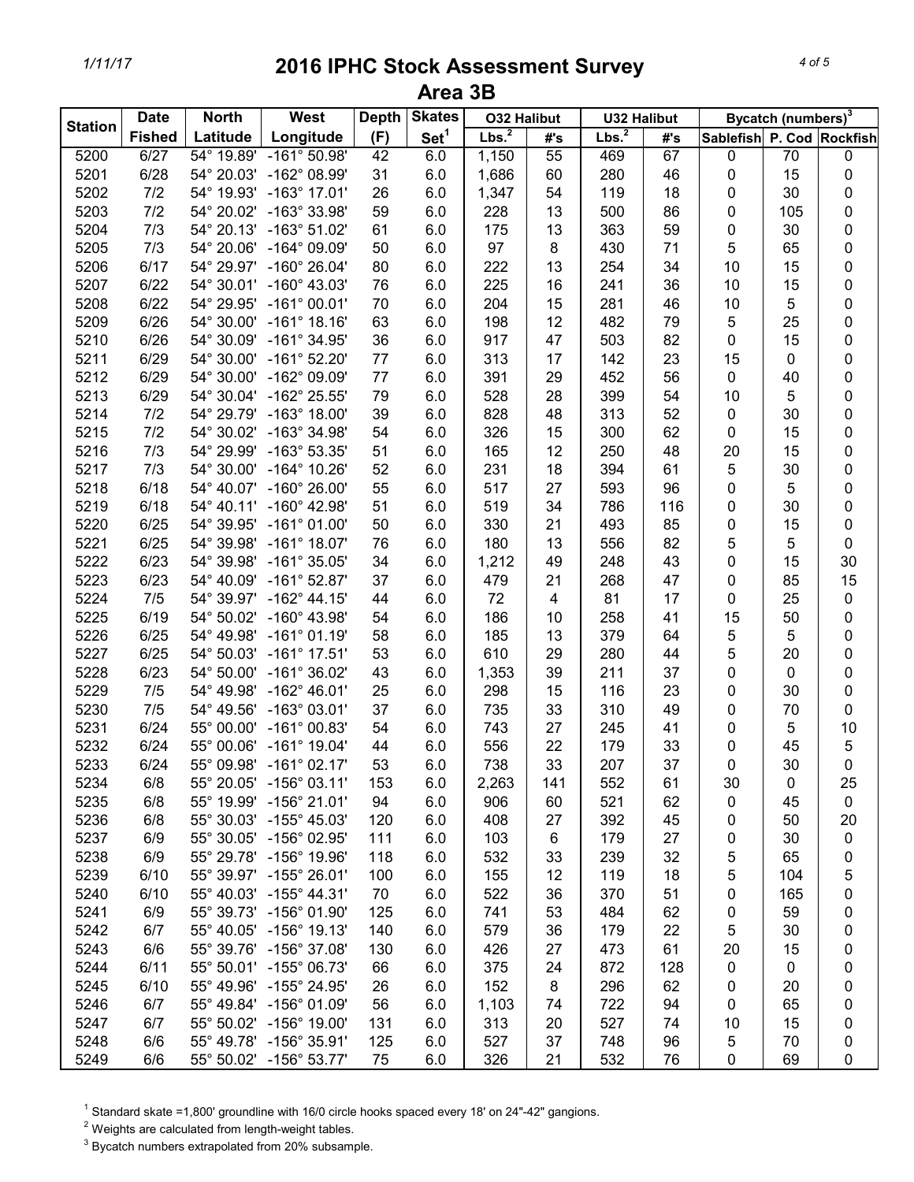# 2016 IPHC Stock Assessment Survey

## Area 3B

| Station | Date Fished | North Latitude | West Longitude | Depth (F) | Skates Set[1] | O32 Halibut | | U32 Halibut | | Bycatch (numbers)[3] | | |
|---|---|---|---|---|---|---|---|---|---|---|---|---|
| | | | | | | Lbs.[2] | #'s | Lbs.[2] | #'s | Sablefish | P. Cod | Rockfish |
| 5200 | 6/27 | 54° 19.89' | -161° 50.98' | 42 | 6.0 | 1,150 | 55 | 469 | 67 | 0 | 70 | 0 |
| 5201 | 6/28 | 54° 20.03' | -162° 08.99' | 31 | 6.0 | 1,686 | 60 | 280 | 46 | 0 | 15 | 0 |
| 5202 | 7/2 | 54° 19.93' | -163° 17.01' | 26 | 6.0 | 1,347 | 54 | 119 | 18 | 0 | 30 | 0 |
| 5203 | 7/2 | 54° 20.02' | -163° 33.98' | 59 | 6.0 | 228 | 13 | 500 | 86 | 0 | 105 | 0 |
| 5204 | 7/3 | 54° 20.13' | -163° 51.02' | 61 | 6.0 | 175 | 13 | 363 | 59 | 0 | 30 | 0 |
| 5205 | 7/3 | 54° 20.06' | -164° 09.09' | 50 | 6.0 | 97 | 8 | 430 | 71 | 5 | 65 | 0 |
| 5206 | 6/17 | 54° 29.97' | -160° 26.04' | 80 | 6.0 | 222 | 13 | 254 | 34 | 10 | 15 | 0 |
| 5207 | 6/22 | 54° 30.01' | -160° 43.03' | 76 | 6.0 | 225 | 16 | 241 | 36 | 10 | 15 | 0 |
| 5208 | 6/22 | 54° 29.95' | -161° 00.01' | 70 | 6.0 | 204 | 15 | 281 | 46 | 10 | 5 | 0 |
| 5209 | 6/26 | 54° 30.00' | -161° 18.16' | 63 | 6.0 | 198 | 12 | 482 | 79 | 5 | 25 | 0 |
| 5210 | 6/26 | 54° 30.09' | -161° 34.95' | 36 | 6.0 | 917 | 47 | 503 | 82 | 0 | 15 | 0 |
| 5211 | 6/29 | 54° 30.00' | -161° 52.20' | 77 | 6.0 | 313 | 17 | 142 | 23 | 15 | 0 | 0 |
| 5212 | 6/29 | 54° 30.00' | -162° 09.09' | 77 | 6.0 | 391 | 29 | 452 | 56 | 0 | 40 | 0 |
| 5213 | 6/29 | 54° 30.04' | -162° 25.55' | 79 | 6.0 | 528 | 28 | 399 | 54 | 10 | 5 | 0 |
| 5214 | 7/2 | 54° 29.79' | -163° 18.00' | 39 | 6.0 | 828 | 48 | 313 | 52 | 0 | 30 | 0 |
| 5215 | 7/2 | 54° 30.02' | -163° 34.98' | 54 | 6.0 | 326 | 15 | 300 | 62 | 0 | 15 | 0 |
| 5216 | 7/3 | 54° 29.99' | -163° 53.35' | 51 | 6.0 | 165 | 12 | 250 | 48 | 20 | 15 | 0 |
| 5217 | 7/3 | 54° 30.00' | -164° 10.26' | 52 | 6.0 | 231 | 18 | 394 | 61 | 5 | 30 | 0 |
| 5218 | 6/18 | 54° 40.07' | -160° 26.00' | 55 | 6.0 | 517 | 27 | 593 | 96 | 0 | 5 | 0 |
| 5219 | 6/18 | 54° 40.11' | -160° 42.98' | 51 | 6.0 | 519 | 34 | 786 | 116 | 0 | 30 | 0 |
| 5220 | 6/25 | 54° 39.95' | -161° 01.00' | 50 | 6.0 | 330 | 21 | 493 | 85 | 0 | 15 | 0 |
| 5221 | 6/25 | 54° 39.98' | -161° 18.07' | 76 | 6.0 | 180 | 13 | 556 | 82 | 5 | 5 | 0 |
| 5222 | 6/23 | 54° 39.98' | -161° 35.05' | 34 | 6.0 | 1,212 | 49 | 248 | 43 | 0 | 15 | 30 |
| 5223 | 6/23 | 54° 40.09' | -161° 52.87' | 37 | 6.0 | 479 | 21 | 268 | 47 | 0 | 85 | 15 |
| 5224 | 7/5 | 54° 39.97' | -162° 44.15' | 44 | 6.0 | 72 | 4 | 81 | 17 | 0 | 25 | 0 |
| 5225 | 6/19 | 54° 50.02' | -160° 43.98' | 54 | 6.0 | 186 | 10 | 258 | 41 | 15 | 50 | 0 |
| 5226 | 6/25 | 54° 49.98' | -161° 01.19' | 58 | 6.0 | 185 | 13 | 379 | 64 | 5 | 5 | 0 |
| 5227 | 6/25 | 54° 50.03' | -161° 17.51' | 53 | 6.0 | 610 | 29 | 280 | 44 | 5 | 20 | 0 |
| 5228 | 6/23 | 54° 50.00' | -161° 36.02' | 43 | 6.0 | 1,353 | 39 | 211 | 37 | 0 | 0 | 0 |
| 5229 | 7/5 | 54° 49.98' | -162° 46.01' | 25 | 6.0 | 298 | 15 | 116 | 23 | 0 | 30 | 0 |
| 5230 | 7/5 | 54° 49.56' | -163° 03.01' | 37 | 6.0 | 735 | 33 | 310 | 49 | 0 | 70 | 0 |
| 5231 | 6/24 | 55° 00.00' | -161° 00.83' | 54 | 6.0 | 743 | 27 | 245 | 41 | 0 | 5 | 10 |
| 5232 | 6/24 | 55° 00.06' | -161° 19.04' | 44 | 6.0 | 556 | 22 | 179 | 33 | 0 | 45 | 5 |
| 5233 | 6/24 | 55° 09.98' | -161° 02.17' | 53 | 6.0 | 738 | 33 | 207 | 37 | 0 | 30 | 0 |
| 5234 | 6/8 | 55° 20.05' | -156° 03.11' | 153 | 6.0 | 2,263 | 141 | 552 | 61 | 30 | 0 | 25 |
| 5235 | 6/8 | 55° 19.99' | -156° 21.01' | 94 | 6.0 | 906 | 60 | 521 | 62 | 0 | 45 | 0 |
| 5236 | 6/8 | 55° 30.03' | -155° 45.03' | 120 | 6.0 | 408 | 27 | 392 | 45 | 0 | 50 | 20 |
| 5237 | 6/9 | 55° 30.05' | -156° 02.95' | 111 | 6.0 | 103 | 6 | 179 | 27 | 0 | 30 | 0 |
| 5238 | 6/9 | 55° 29.78' | -156° 19.96' | 118 | 6.0 | 532 | 33 | 239 | 32 | 5 | 65 | 0 |
| 5239 | 6/10 | 55° 39.97' | -155° 26.01' | 100 | 6.0 | 155 | 12 | 119 | 18 | 5 | 104 | 5 |
| 5240 | 6/10 | 55° 40.03' | -155° 44.31' | 70 | 6.0 | 522 | 36 | 370 | 51 | 0 | 165 | 0 |
| 5241 | 6/9 | 55° 39.73' | -156° 01.90' | 125 | 6.0 | 741 | 53 | 484 | 62 | 0 | 59 | 0 |
| 5242 | 6/7 | 55° 40.05' | -156° 19.13' | 140 | 6.0 | 579 | 36 | 179 | 22 | 5 | 30 | 0 |
| 5243 | 6/6 | 55° 39.76' | -156° 37.08' | 130 | 6.0 | 426 | 27 | 473 | 61 | 20 | 15 | 0 |
| 5244 | 6/11 | 55° 50.01' | -155° 06.73' | 66 | 6.0 | 375 | 24 | 872 | 128 | 0 | 0 | 0 |
| 5245 | 6/10 | 55° 49.96' | -155° 24.95' | 26 | 6.0 | 152 | 8 | 296 | 62 | 0 | 20 | 0 |
| 5246 | 6/7 | 55° 49.84' | -156° 01.09' | 56 | 6.0 | 1,103 | 74 | 722 | 94 | 0 | 65 | 0 |
| 5247 | 6/7 | 55° 50.02' | -156° 19.00' | 131 | 6.0 | 313 | 20 | 527 | 74 | 10 | 15 | 0 |
| 5248 | 6/6 | 55° 49.78' | -156° 35.91' | 125 | 6.0 | 527 | 37 | 748 | 96 | 5 | 70 | 0 |
| 5249 | 6/6 | 55° 50.02' | -156° 53.77' | 75 | 6.0 | 326 | 21 | 532 | 76 | 0 | 69 | 0 |

[1] Standard skate =1,800' groundline with 16/0 circle hooks spaced every 18' on 24"-42" gangions.

[2] Weights are calculated from length-weight tables.

[3] Bycatch numbers extrapolated from 20% subsample.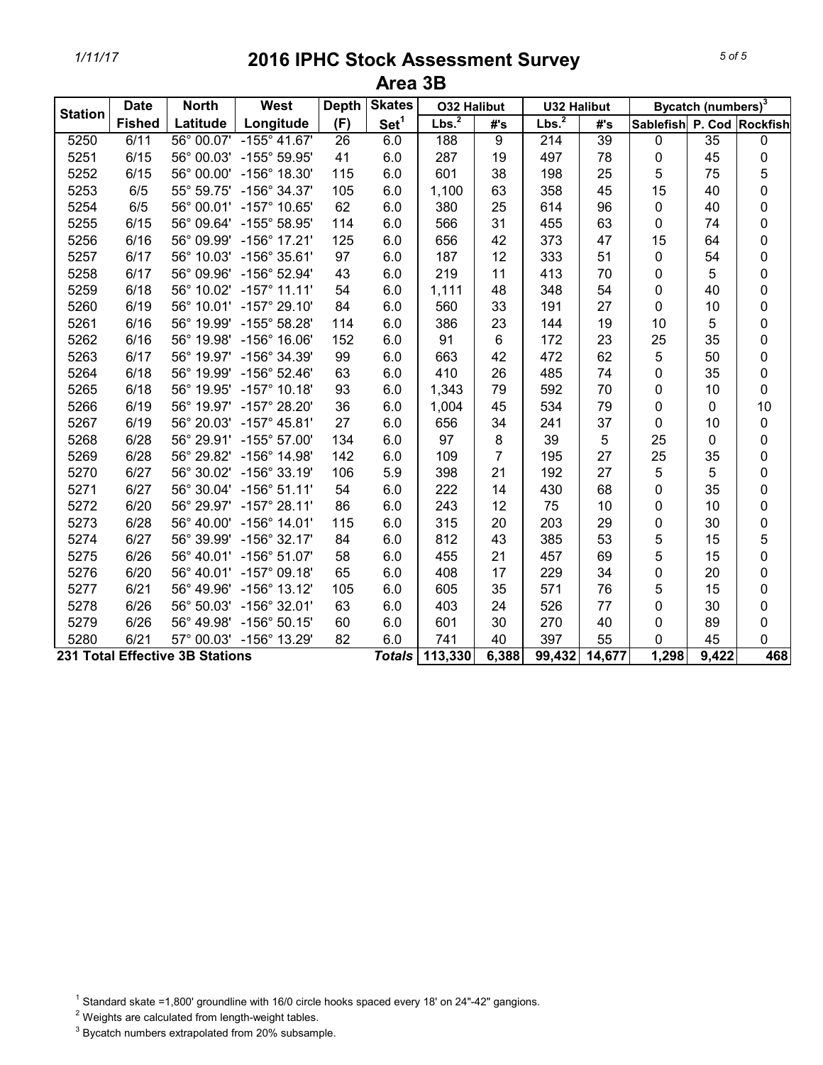# 2016 IPHC Stock Assessment Survey

## Area 3B

| Station | Date Fished | North Latitude | West Longitude | Depth (F) | Skates Set[1] | O32 Halibut Lbs.[2] | O32 Halibut #'s | U32 Halibut Lbs.[2] | U32 Halibut #'s | Bycatch (numbers)[3] Sablefish | P. Cod | Rockfish |
|---|---|---|---|---|---|---|---|---|---|---|---|---|
| 5250 | 6/11 | 56° 00.07' | -155° 41.67' | 26 | 6.0 | 188 | 9 | 214 | 39 | 0 | 35 | 0 |
| 5251 | 6/15 | 56° 00.03' | -155° 59.95' | 41 | 6.0 | 287 | 19 | 497 | 78 | 0 | 45 | 0 |
| 5252 | 6/15 | 56° 00.00' | -156° 18.30' | 115 | 6.0 | 601 | 38 | 198 | 25 | 5 | 75 | 5 |
| 5253 | 6/5 | 55° 59.75' | -156° 34.37' | 105 | 6.0 | 1,100 | 63 | 358 | 45 | 15 | 40 | 0 |
| 5254 | 6/5 | 56° 00.01' | -157° 10.65' | 62 | 6.0 | 380 | 25 | 614 | 96 | 0 | 40 | 0 |
| 5255 | 6/15 | 56° 09.64' | -155° 58.95' | 114 | 6.0 | 566 | 31 | 455 | 63 | 0 | 74 | 0 |
| 5256 | 6/16 | 56° 09.99' | -156° 17.21' | 125 | 6.0 | 656 | 42 | 373 | 47 | 15 | 64 | 0 |
| 5257 | 6/17 | 56° 10.03' | -156° 35.61' | 97 | 6.0 | 187 | 12 | 333 | 51 | 0 | 54 | 0 |
| 5258 | 6/17 | 56° 09.96' | -156° 52.94' | 43 | 6.0 | 219 | 11 | 413 | 70 | 0 | 5 | 0 |
| 5259 | 6/18 | 56° 10.02' | -157° 11.11' | 54 | 6.0 | 1,111 | 48 | 348 | 54 | 0 | 40 | 0 |
| 5260 | 6/19 | 56° 10.01' | -157° 29.10' | 84 | 6.0 | 560 | 33 | 191 | 27 | 0 | 10 | 0 |
| 5261 | 6/16 | 56° 19.99' | -155° 58.28' | 114 | 6.0 | 386 | 23 | 144 | 19 | 10 | 5 | 0 |
| 5262 | 6/16 | 56° 19.98' | -156° 16.06' | 152 | 6.0 | 91 | 6 | 172 | 23 | 25 | 35 | 0 |
| 5263 | 6/17 | 56° 19.97' | -156° 34.39' | 99 | 6.0 | 663 | 42 | 472 | 62 | 5 | 50 | 0 |
| 5264 | 6/18 | 56° 19.99' | -156° 52.46' | 63 | 6.0 | 410 | 26 | 485 | 74 | 0 | 35 | 0 |
| 5265 | 6/18 | 56° 19.95' | -157° 10.18' | 93 | 6.0 | 1,343 | 79 | 592 | 70 | 0 | 10 | 0 |
| 5266 | 6/19 | 56° 19.97' | -157° 28.20' | 36 | 6.0 | 1,004 | 45 | 534 | 79 | 0 | 0 | 10 |
| 5267 | 6/19 | 56° 20.03' | -157° 45.81' | 27 | 6.0 | 656 | 34 | 241 | 37 | 0 | 10 | 0 |
| 5268 | 6/28 | 56° 29.91' | -155° 57.00' | 134 | 6.0 | 97 | 8 | 39 | 5 | 25 | 0 | 0 |
| 5269 | 6/28 | 56° 29.82' | -156° 14.98' | 142 | 6.0 | 109 | 7 | 195 | 27 | 25 | 35 | 0 |
| 5270 | 6/27 | 56° 30.02' | -156° 33.19' | 106 | 5.9 | 398 | 21 | 192 | 27 | 5 | 5 | 0 |
| 5271 | 6/27 | 56° 30.04' | -156° 51.11' | 54 | 6.0 | 222 | 14 | 430 | 68 | 0 | 35 | 0 |
| 5272 | 6/20 | 56° 29.97' | -157° 28.11' | 86 | 6.0 | 243 | 12 | 75 | 10 | 0 | 10 | 0 |
| 5273 | 6/28 | 56° 40.00' | -156° 14.01' | 115 | 6.0 | 315 | 20 | 203 | 29 | 0 | 30 | 0 |
| 5274 | 6/27 | 56° 39.99' | -156° 32.17' | 84 | 6.0 | 812 | 43 | 385 | 53 | 5 | 15 | 5 |
| 5275 | 6/26 | 56° 40.01' | -156° 51.07' | 58 | 6.0 | 455 | 21 | 457 | 69 | 5 | 15 | 0 |
| 5276 | 6/20 | 56° 40.01' | -157° 09.18' | 65 | 6.0 | 408 | 17 | 229 | 34 | 0 | 20 | 0 |
| 5277 | 6/21 | 56° 49.96' | -156° 13.12' | 105 | 6.0 | 605 | 35 | 571 | 76 | 5 | 15 | 0 |
| 5278 | 6/26 | 56° 50.03' | -156° 32.01' | 63 | 6.0 | 403 | 24 | 526 | 77 | 0 | 30 | 0 |
| 5279 | 6/26 | 56° 49.98' | -156° 50.15' | 60 | 6.0 | 601 | 30 | 270 | 40 | 0 | 89 | 0 |
| 5280 | 6/21 | 57° 00.03' | -156° 13.29' | 82 | 6.0 | 741 | 40 | 397 | 55 | 0 | 45 | 0 |
| **231 Total Effective 3B Stations** | | | | | ***Totals*** | **113,330** | **6,388** | **99,432** | **14,677** | **1,298** | **9,422** | **468** |

[1] Standard skate =1,800' groundline with 16/0 circle hooks spaced every 18' on 24"-42" gangions.

[2] Weights are calculated from length-weight tables.

[3] Bycatch numbers extrapolated from 20% subsample.